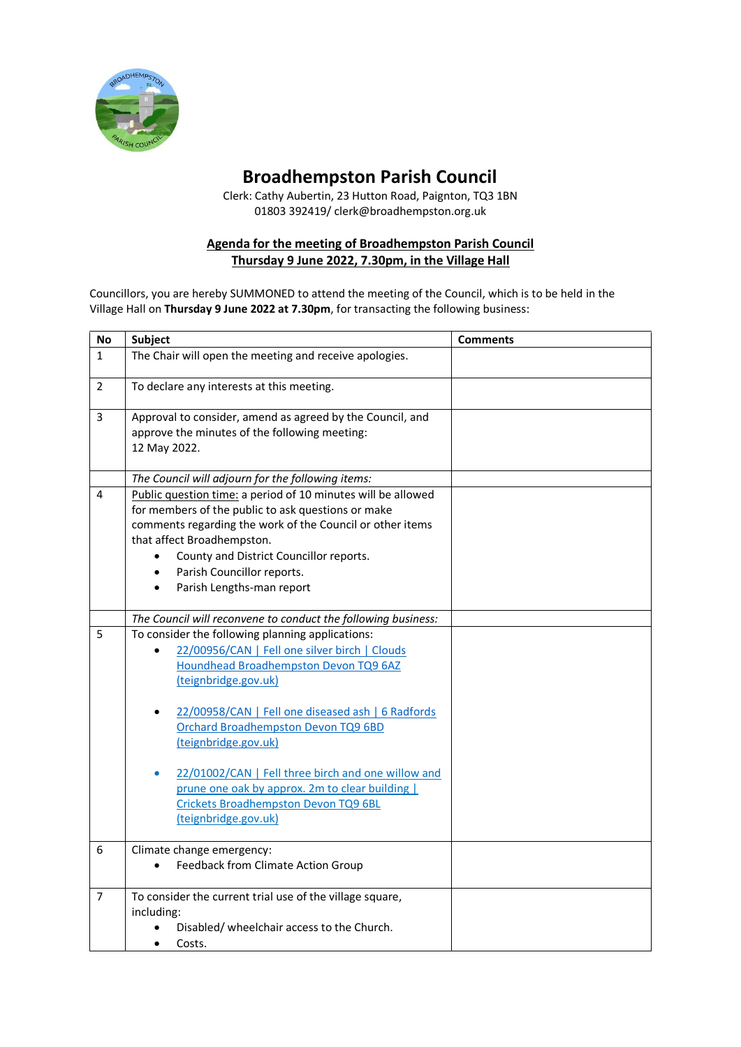# Broadhempston Parish Council

Clerk: Cathy Aubertin, 23 Hutton Road, Paignton, TQ3 1BN
01803 392419/ clerk@broadhempston.org.uk

## Agenda for the meeting of Broadhempston Parish Council
## Thursday 9 June 2022, 7.30pm, in the Village Hall

Councillors, you are hereby SUMMONED to attend the meeting of the Council, which is to be held in the Village Hall on **Thursday 9 June 2022 at 7.30pm**, for transacting the following business:

| No | Subject | Comments |
|---|---|---|
| 1 | The Chair will open the meeting and receive apologies. | |
| 2 | To declare any interests at this meeting. | |
| 3 | Approval to consider, amend as agreed by the Council, and approve the minutes of the following meeting: 12 May 2022. | |
| | *The Council will adjourn for the following items:* | |
| 4 | Public question time: a period of 10 minutes will be allowed for members of the public to ask questions or make comments regarding the work of the Council or other items that affect Broadhempston.<br>• County and District Councillor reports.<br>• Parish Councillor reports.<br>• Parish Lengths-man report | |
| | *The Council will reconvene to conduct the following business:* | |
| 5 | To consider the following planning applications:<br>• 22/00956/CAN \| Fell one silver birch \| Clouds Houndhead Broadhempston Devon TQ9 6AZ (teignbridge.gov.uk)<br>• 22/00958/CAN \| Fell one diseased ash \| 6 Radfords Orchard Broadhempston Devon TQ9 6BD (teignbridge.gov.uk)<br>• 22/01002/CAN \| Fell three birch and one willow and prune one oak by approx. 2m to clear building \| Crickets Broadhempston Devon TQ9 6BL (teignbridge.gov.uk) | |
| 6 | Climate change emergency:<br>• Feedback from Climate Action Group | |
| 7 | To consider the current trial use of the village square, including:<br>• Disabled/ wheelchair access to the Church.<br>• Costs. | |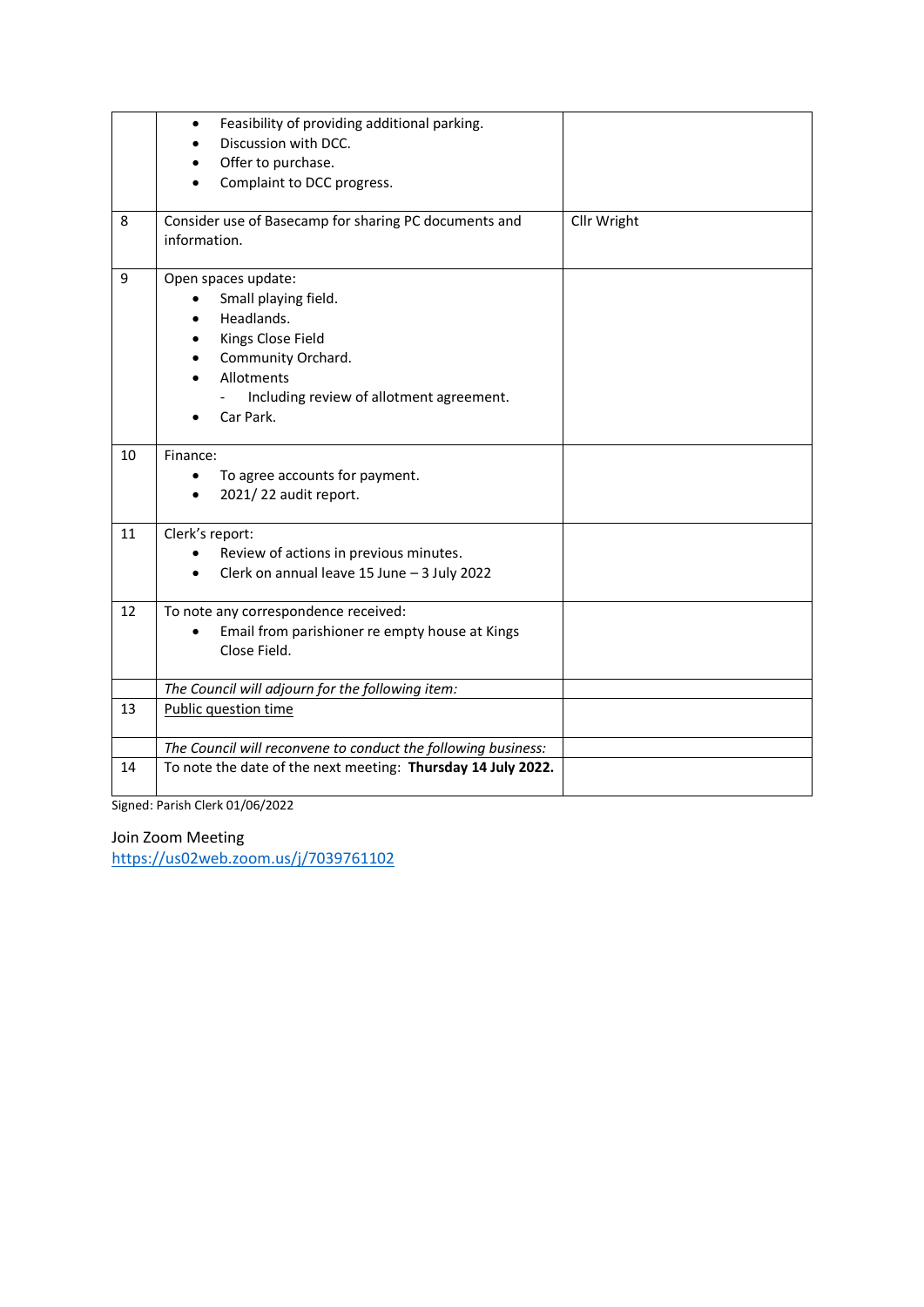| | | |
|---|---|---|
| | • Feasibility of providing additional parking.<br>• Discussion with DCC.<br>• Offer to purchase.<br>• Complaint to DCC progress. | |
| 8 | Consider use of Basecamp for sharing PC documents and information. | Cllr Wright |
| 9 | Open spaces update:<br>• Small playing field.<br>• Headlands.<br>• Kings Close Field<br>• Community Orchard.<br>• Allotments<br>- Including review of allotment agreement.<br>• Car Park. | |
| 10 | Finance:<br>• To agree accounts for payment.<br>• 2021/ 22 audit report. | |
| 11 | Clerk's report:<br>• Review of actions in previous minutes.<br>• Clerk on annual leave 15 June – 3 July 2022 | |
| 12 | To note any correspondence received:<br>• Email from parishioner re empty house at Kings Close Field. | |
| | *The Council will adjourn for the following item:* | |
| 13 | Public question time | |
| | *The Council will reconvene to conduct the following business:* | |
| 14 | To note the date of the next meeting: **Thursday 14 July 2022.** | |

Signed: Parish Clerk 01/06/2022

Join Zoom Meeting
https://us02web.zoom.us/j/7039761102